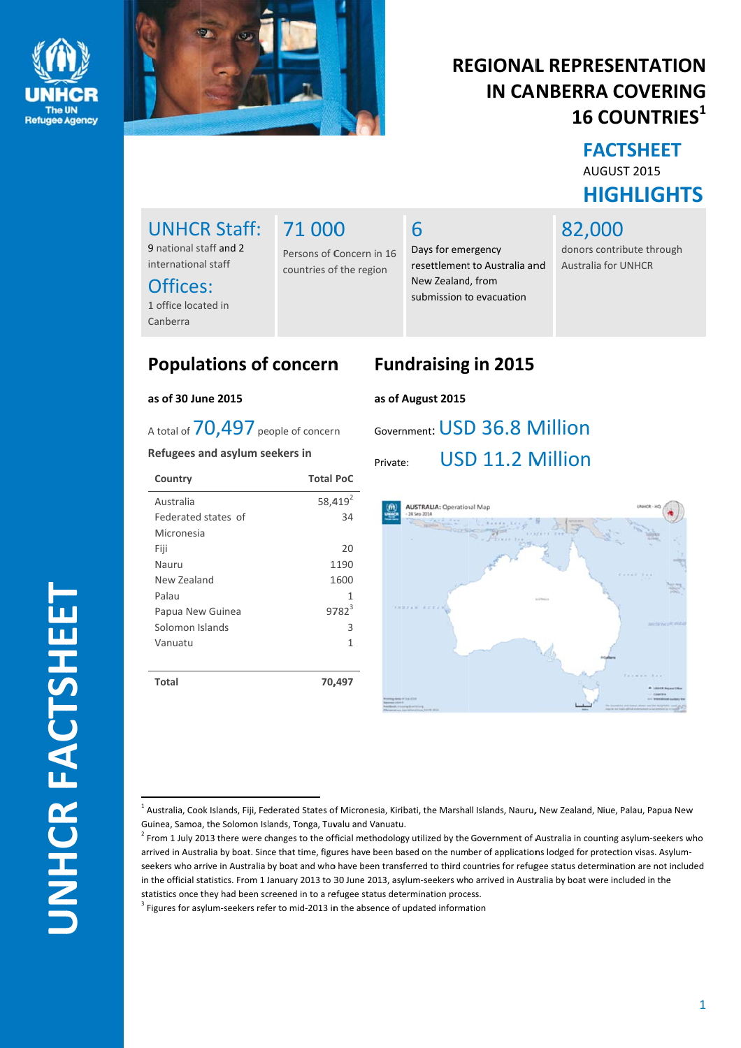# REGIONAL REPRESENTATION IN CANBERRA COVERING 16 COUNTRIES[1]

## FACTSHEET

AUGUST 2015

## HIGHLIGHTS

**UNHCR Staff:**
9 national staff and 2 international staff

**Offices:**
1 office located in Canberra

**71 000**
Persons of Concern in 16 countries of the region

**6**
Days for emergency resettlement to Australia and New Zealand, from submission to evacuation

**82,000**
donors contribute through Australia for UNHCR

## Populations of concern

**as of 30 June 2015**

A total of 70,497 people of concern

**Refugees and asylum seekers in**

| Country | Total PoC |
|---|---|
| Australia | 58,419[2] |
| Federated states of Micronesia | 34 |
| Fiji | 20 |
| Nauru | 1190 |
| New Zealand | 1600 |
| Palau | 1 |
| Papua New Guinea | 9782[3] |
| Solomon Islands | 3 |
| Vanuatu | 1 |
| **Total** | **70,497** |

## Fundraising in 2015

**as of August 2015**

Government: USD 36.8 Million

Private: USD 11.2 Million

[1] Australia, Cook Islands, Fiji, Federated States of Micronesia, Kiribati, the Marshall Islands, Nauru, New Zealand, Niue, Palau, Papua New Guinea, Samoa, the Solomon Islands, Tonga, Tuvalu and Vanuatu.

[2] From 1 July 2013 there were changes to the official methodology utilized by the Government of Australia in counting asylum-seekers who arrived in Australia by boat. Since that time, figures have been based on the number of applications lodged for protection visas. Asylum-seekers who arrive in Australia by boat and who have been transferred to third countries for refugee status determination are not included in the official statistics. From 1 January 2013 to 30 June 2013, asylum-seekers who arrived in Australia by boat were included in the statistics once they had been screened in to a refugee status determination process.

[3] Figures for asylum-seekers refer to mid-2013 in the absence of updated information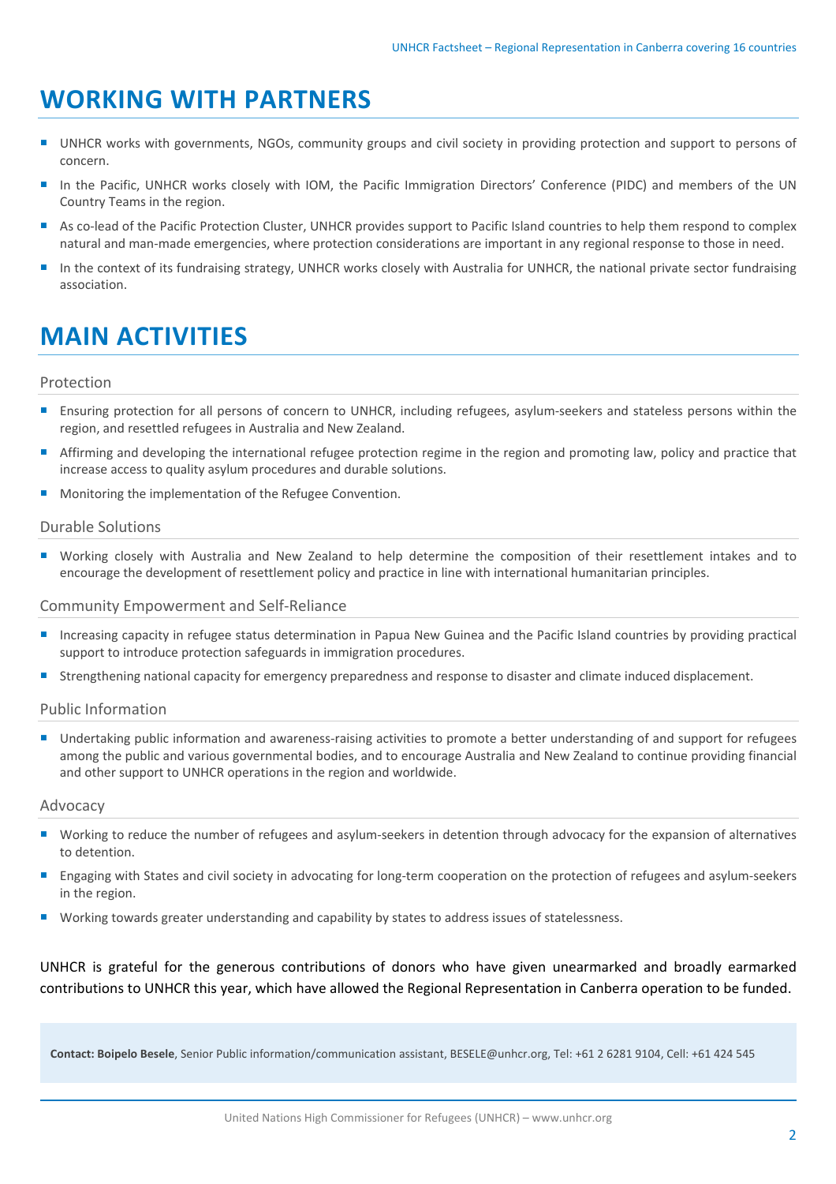# WORKING WITH PARTNERS

- UNHCR works with governments, NGOs, community groups and civil society in providing protection and support to persons of concern.
- In the Pacific, UNHCR works closely with IOM, the Pacific Immigration Directors' Conference (PIDC) and members of the UN Country Teams in the region.
- As co-lead of the Pacific Protection Cluster, UNHCR provides support to Pacific Island countries to help them respond to complex natural and man-made emergencies, where protection considerations are important in any regional response to those in need.
- In the context of its fundraising strategy, UNHCR works closely with Australia for UNHCR, the national private sector fundraising association.

# MAIN ACTIVITIES

## Protection

- Ensuring protection for all persons of concern to UNHCR, including refugees, asylum-seekers and stateless persons within the region, and resettled refugees in Australia and New Zealand.
- Affirming and developing the international refugee protection regime in the region and promoting law, policy and practice that increase access to quality asylum procedures and durable solutions.
- Monitoring the implementation of the Refugee Convention.

## Durable Solutions

- Working closely with Australia and New Zealand to help determine the composition of their resettlement intakes and to encourage the development of resettlement policy and practice in line with international humanitarian principles.

## Community Empowerment and Self-Reliance

- Increasing capacity in refugee status determination in Papua New Guinea and the Pacific Island countries by providing practical support to introduce protection safeguards in immigration procedures.
- Strengthening national capacity for emergency preparedness and response to disaster and climate induced displacement.

## Public Information

- Undertaking public information and awareness-raising activities to promote a better understanding of and support for refugees among the public and various governmental bodies, and to encourage Australia and New Zealand to continue providing financial and other support to UNHCR operations in the region and worldwide.

## Advocacy

- Working to reduce the number of refugees and asylum-seekers in detention through advocacy for the expansion of alternatives to detention.
- Engaging with States and civil society in advocating for long-term cooperation on the protection of refugees and asylum-seekers in the region.
- Working towards greater understanding and capability by states to address issues of statelessness.

UNHCR is grateful for the generous contributions of donors who have given unearmarked and broadly earmarked contributions to UNHCR this year, which have allowed the Regional Representation in Canberra operation to be funded.

**Contact: Boipelo Besele**, Senior Public information/communication assistant, BESELE@unhcr.org, Tel: +61 2 6281 9104, Cell: +61 424 545